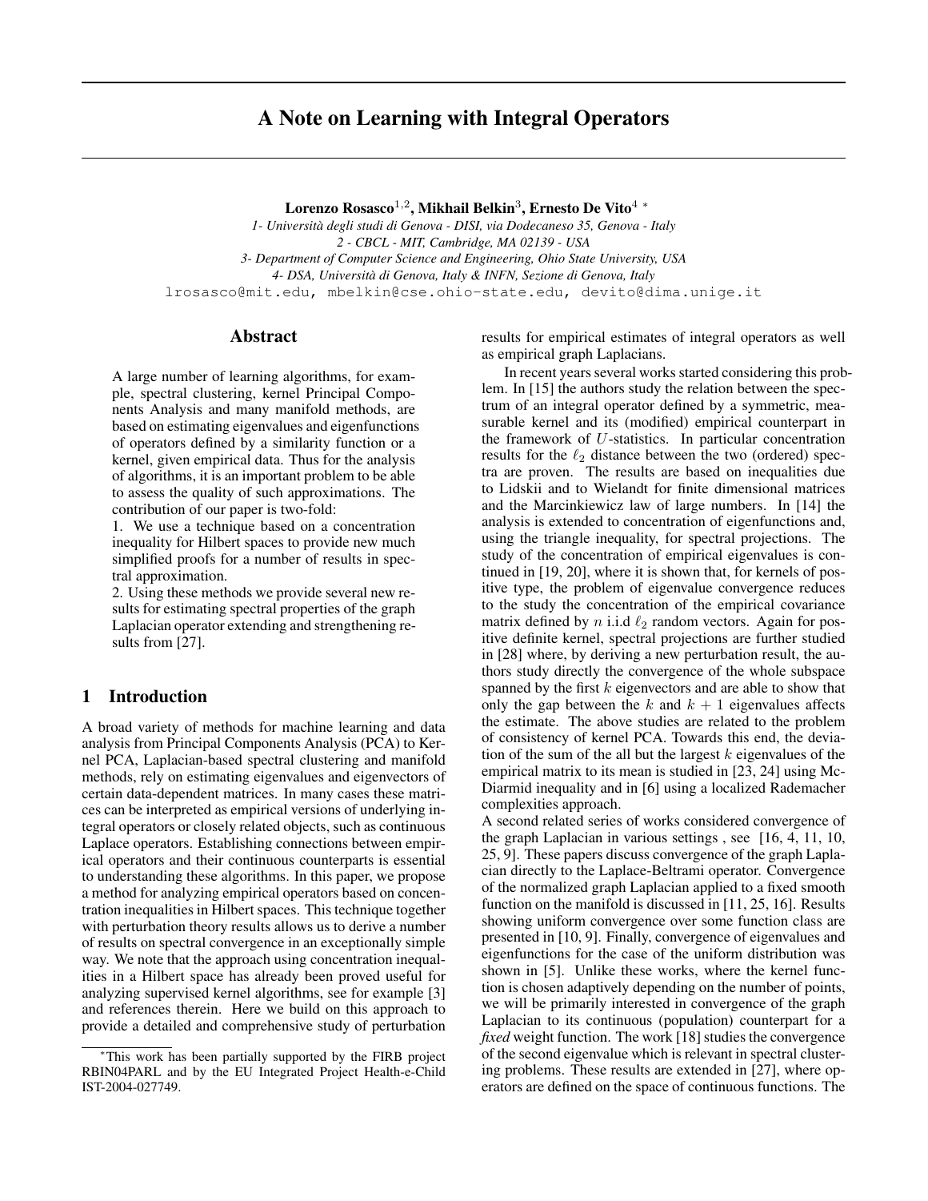# A Note on Learning with Integral Operators

**Lorenzo Rosasco**[1,2], **Mikhail Belkin**[3], **Ernesto De Vito**[4] [*]

*1- Università degli studi di Genova - DISI, via Dodecaneso 35, Genova - Italy*
*2 - CBCL - MIT, Cambridge, MA 02139 - USA*
*3- Department of Computer Science and Engineering, Ohio State University, USA*
*4- DSA, Università di Genova, Italy & INFN, Sezione di Genova, Italy*

lrosasco@mit.edu, mbelkin@cse.ohio-state.edu, devito@dima.unige.it

## Abstract

A large number of learning algorithms, for example, spectral clustering, kernel Principal Components Analysis and many manifold methods, are based on estimating eigenvalues and eigenfunctions of operators defined by a similarity function or a kernel, given empirical data. Thus for the analysis of algorithms, it is an important problem to be able to assess the quality of such approximations. The contribution of our paper is two-fold:

1. We use a technique based on a concentration inequality for Hilbert spaces to provide new much simplified proofs for a number of results in spectral approximation.
2. Using these methods we provide several new results for estimating spectral properties of the graph Laplacian operator extending and strengthening results from [27].

## 1 Introduction

A broad variety of methods for machine learning and data analysis from Principal Components Analysis (PCA) to Kernel PCA, Laplacian-based spectral clustering and manifold methods, rely on estimating eigenvalues and eigenvectors of certain data-dependent matrices. In many cases these matrices can be interpreted as empirical versions of underlying integral operators or closely related objects, such as continuous Laplace operators. Establishing connections between empirical operators and their continuous counterparts is essential to understanding these algorithms. In this paper, we propose a method for analyzing empirical operators based on concentration inequalities in Hilbert spaces. This technique together with perturbation theory results allows us to derive a number of results on spectral convergence in an exceptionally simple way. We note that the approach using concentration inequalities in a Hilbert space has already been proved useful for analyzing supervised kernel algorithms, see for example [3] and references therein. Here we build on this approach to provide a detailed and comprehensive study of perturbation results for empirical estimates of integral operators as well as empirical graph Laplacians.

In recent years several works started considering this problem. In [15] the authors study the relation between the spectrum of an integral operator defined by a symmetric, measurable kernel and its (modified) empirical counterpart in the framework of $U$-statistics. In particular concentration results for the $\ell_2$ distance between the two (ordered) spectra are proven. The results are based on inequalities due to Lidskii and to Wielandt for finite dimensional matrices and the Marcinkiewicz law of large numbers. In [14] the analysis is extended to concentration of eigenfunctions and, using the triangle inequality, for spectral projections. The study of the concentration of empirical eigenvalues is continued in [19, 20], where it is shown that, for kernels of positive type, the problem of eigenvalue convergence reduces to the study the concentration of the empirical covariance matrix defined by $n$ i.i.d $\ell_2$ random vectors. Again for positive definite kernel, spectral projections are further studied in [28] where, by deriving a new perturbation result, the authors study directly the convergence of the whole subspace spanned by the first $k$ eigenvectors and are able to show that only the gap between the $k$ and $k+1$ eigenvalues affects the estimate. The above studies are related to the problem of consistency of kernel PCA. Towards this end, the deviation of the sum of the all but the largest $k$ eigenvalues of the empirical matrix to its mean is studied in [23, 24] using McDiarmid inequality and in [6] using a localized Rademacher complexities approach.

A second related series of works considered convergence of the graph Laplacian in various settings , see [16, 4, 11, 10, 25, 9]. These papers discuss convergence of the graph Laplacian directly to the Laplace-Beltrami operator. Convergence of the normalized graph Laplacian applied to a fixed smooth function on the manifold is discussed in [11, 25, 16]. Results showing uniform convergence over some function class are presented in [10, 9]. Finally, convergence of eigenvalues and eigenfunctions for the case of the uniform distribution was shown in [5]. Unlike these works, where the kernel function is chosen adaptively depending on the number of points, we will be primarily interested in convergence of the graph Laplacian to its continuous (population) counterpart for a *fixed* weight function. The work [18] studies the convergence of the second eigenvalue which is relevant in spectral clustering problems. These results are extended in [27], where operators are defined on the space of continuous functions. The

[*] This work has been partially supported by the FIRB project RBIN04PARL and by the EU Integrated Project Health-e-Child IST-2004-027749.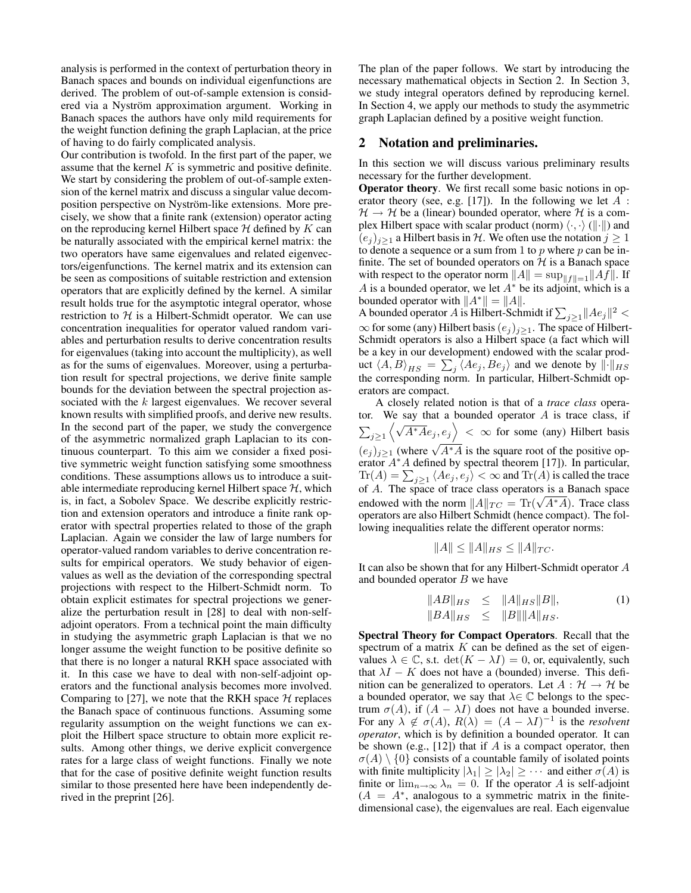analysis is performed in the context of perturbation theory in Banach spaces and bounds on individual eigenfunctions are derived. The problem of out-of-sample extension is considered via a Nyström approximation argument. Working in Banach spaces the authors have only mild requirements for the weight function defining the graph Laplacian, at the price of having to do fairly complicated analysis.

Our contribution is twofold. In the first part of the paper, we assume that the kernel $K$ is symmetric and positive definite. We start by considering the problem of out-of-sample extension of the kernel matrix and discuss a singular value decomposition perspective on Nyström-like extensions. More precisely, we show that a finite rank (extension) operator acting on the reproducing kernel Hilbert space $\mathcal{H}$ defined by $K$ can be naturally associated with the empirical kernel matrix: the two operators have same eigenvalues and related eigenvectors/eigenfunctions. The kernel matrix and its extension can be seen as compositions of suitable restriction and extension operators that are explicitly defined by the kernel. A similar result holds true for the asymptotic integral operator, whose restriction to $\mathcal{H}$ is a Hilbert-Schmidt operator. We can use concentration inequalities for operator valued random variables and perturbation results to derive concentration results for eigenvalues (taking into account the multiplicity), as well as for the sums of eigenvalues. Moreover, using a perturbation result for spectral projections, we derive finite sample bounds for the deviation between the spectral projection associated with the $k$ largest eigenvalues. We recover several known results with simplified proofs, and derive new results. In the second part of the paper, we study the convergence of the asymmetric normalized graph Laplacian to its continuous counterpart. To this aim we consider a fixed positive symmetric weight function satisfying some smoothness conditions. These assumptions allows us to introduce a suitable intermediate reproducing kernel Hilbert space $\mathcal{H}$, which is, in fact, a Sobolev Space. We describe explicitly restriction and extension operators and introduce a finite rank operator with spectral properties related to those of the graph Laplacian. Again we consider the law of large numbers for operator-valued random variables to derive concentration results for empirical operators. We study behavior of eigenvalues as well as the deviation of the corresponding spectral projections with respect to the Hilbert-Schmidt norm. To obtain explicit estimates for spectral projections we generalize the perturbation result in [28] to deal with non-self-adjoint operators. From a technical point the main difficulty in studying the asymmetric graph Laplacian is that we no longer assume the weight function to be positive definite so that there is no longer a natural RKH space associated with it. In this case we have to deal with non-self-adjoint operators and the functional analysis becomes more involved. Comparing to [27], we note that the RKH space $\mathcal{H}$ replaces the Banach space of continuous functions. Assuming some regularity assumption on the weight functions we can exploit the Hilbert space structure to obtain more explicit results. Among other things, we derive explicit convergence rates for a large class of weight functions. Finally we note that for the case of positive definite weight function results similar to those presented here have been independently derived in the preprint [26].

The plan of the paper follows. We start by introducing the necessary mathematical objects in Section 2. In Section 3, we study integral operators defined by reproducing kernel. In Section 4, we apply our methods to study the asymmetric graph Laplacian defined by a positive weight function.

## 2 Notation and preliminaries.

In this section we will discuss various preliminary results necessary for the further development.

**Operator theory**. We first recall some basic notions in operator theory (see, e.g. [17]). In the following we let $A : \mathcal{H} \to \mathcal{H}$ be a (linear) bounded operator, where $\mathcal{H}$ is a complex Hilbert space with scalar product (norm) $\langle \cdot, \cdot \rangle$ ($\|\cdot\|$) and $(e_j)_{j\geq 1}$ a Hilbert basis in $\mathcal{H}$. We often use the notation $j \geq 1$ to denote a sequence or a sum from 1 to $p$ where $p$ can be infinite. The set of bounded operators on $\mathcal{H}$ is a Banach space with respect to the operator norm $\|A\| = \sup_{\|f\|=1} \|Af\|$. If $A$ is a bounded operator, we let $A^*$ be its adjoint, which is a bounded operator with $\|A^*\| = \|A\|$.

A bounded operator $A$ is Hilbert-Schmidt if $\sum_{j\geq 1} \|Ae_j\|^2 < \infty$ for some (any) Hilbert basis $(e_j)_{j\geq 1}$. The space of Hilbert-Schmidt operators is also a Hilbert space (a fact which will be a key in our development) endowed with the scalar product $\langle A, B \rangle_{HS} = \sum_j \langle Ae_j, Be_j \rangle$ and we denote by $\|\cdot\|_{HS}$ the corresponding norm. In particular, Hilbert-Schmidt operators are compact.

A closely related notion is that of a *trace class* operator. We say that a bounded operator $A$ is trace class, if $\sum_{j\geq 1} \left\langle \sqrt{A^*A} e_j, e_j \right\rangle < \infty$ for some (any) Hilbert basis $(e_j)_{j\geq 1}$ (where $\sqrt{A^*A}$ is the square root of the positive operator $A^*A$ defined by spectral theorem [17]). In particular, $\mathrm{Tr}(A) = \sum_{j\geq 1} \langle Ae_j, e_j \rangle < \infty$ and $\mathrm{Tr}(A)$ is called the trace of $A$. The space of trace class operators is a Banach space endowed with the norm $\|A\|_{TC} = \mathrm{Tr}(\sqrt{A^*A})$. Trace class operators are also Hilbert Schmidt (hence compact). The following inequalities relate the different operator norms:

$$\|A\| \leq \|A\|_{HS} \leq \|A\|_{TC}.$$

It can also be shown that for any Hilbert-Schmidt operator $A$ and bounded operator $B$ we have

$$\begin{aligned} \|AB\|_{HS} &\leq \|A\|_{HS}\|B\|, \\ \|BA\|_{HS} &\leq \|B\|\|A\|_{HS}. \end{aligned} \tag{1}$$

**Spectral Theory for Compact Operators**. Recall that the spectrum of a matrix $K$ can be defined as the set of eigenvalues $\lambda \in \mathbb{C}$, s.t. $\det(K - \lambda I) = 0$, or, equivalently, such that $\lambda I - K$ does not have a (bounded) inverse. This definition can be generalized to operators. Let $A : \mathcal{H} \to \mathcal{H}$ be a bounded operator, we say that $\lambda \in \mathbb{C}$ belongs to the spectrum $\sigma(A)$, if $(A - \lambda I)$ does not have a bounded inverse. For any $\lambda \notin \sigma(A)$, $R(\lambda) = (A - \lambda I)^{-1}$ is the *resolvent operator*, which is by definition a bounded operator. It can be shown (e.g., [12]) that if $A$ is a compact operator, then $\sigma(A) \setminus \{0\}$ consists of a countable family of isolated points with finite multiplicity $|\lambda_1| \geq |\lambda_2| \geq \cdots$ and either $\sigma(A)$ is finite or $\lim_{n\to\infty} \lambda_n = 0$. If the operator $A$ is self-adjoint ($A = A^*$, analogous to a symmetric matrix in the finite-dimensional case), the eigenvalues are real. Each eigenvalue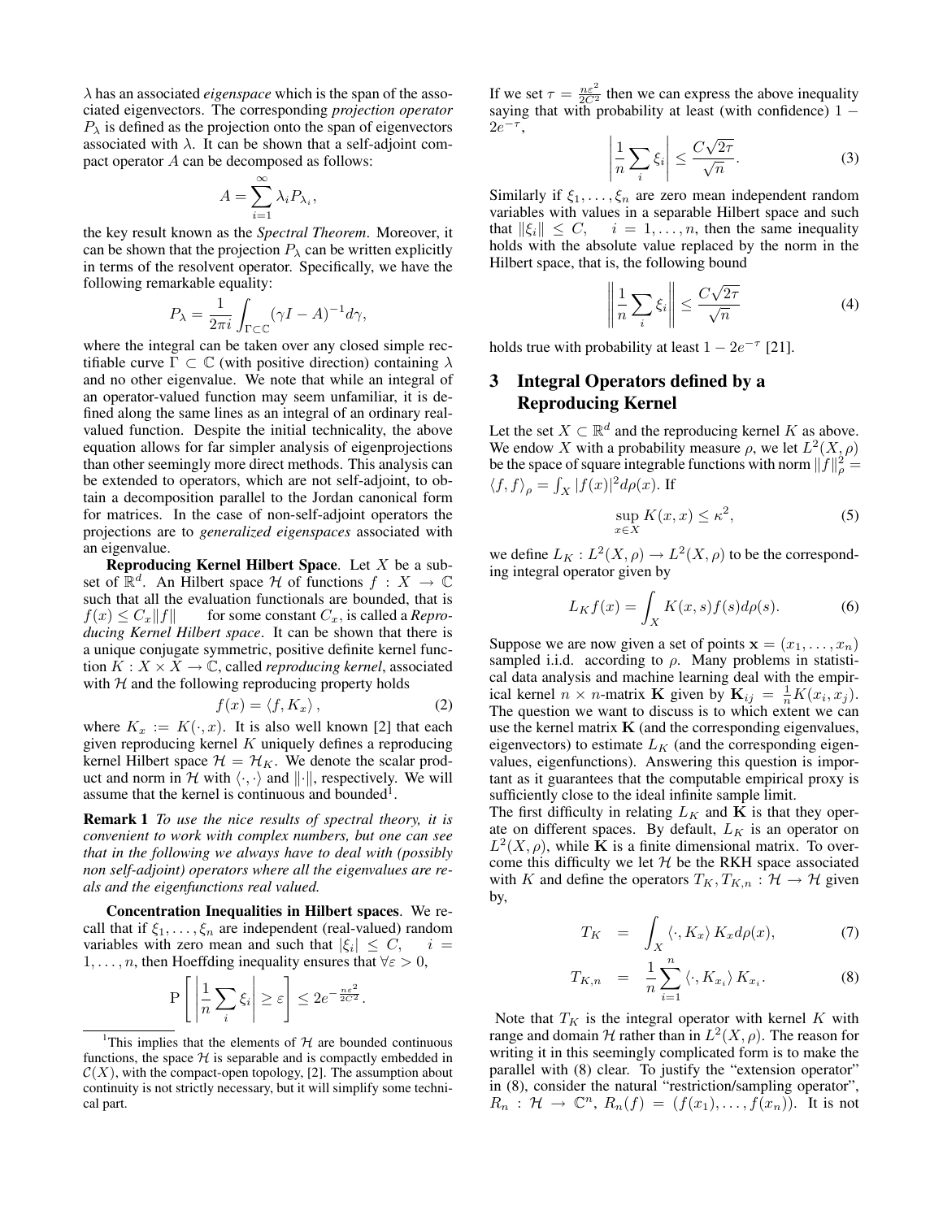$\lambda$ has an associated *eigenspace* which is the span of the associated eigenvectors. The corresponding *projection operator* $P_\lambda$ is defined as the projection onto the span of eigenvectors associated with $\lambda$. It can be shown that a self-adjoint compact operator $A$ can be decomposed as follows:

$$A = \sum_{i=1}^{\infty} \lambda_i P_{\lambda_i},$$

the key result known as the *Spectral Theorem*. Moreover, it can be shown that the projection $P_\lambda$ can be written explicitly in terms of the resolvent operator. Specifically, we have the following remarkable equality:

$$P_\lambda = \frac{1}{2\pi i} \int_{\Gamma \subset \mathbb{C}} (\gamma I - A)^{-1} d\gamma,$$

where the integral can be taken over any closed simple rectifiable curve $\Gamma \subset \mathbb{C}$ (with positive direction) containing $\lambda$ and no other eigenvalue. We note that while an integral of an operator-valued function may seem unfamiliar, it is defined along the same lines as an integral of an ordinary real-valued function. Despite the initial technicality, the above equation allows for far simpler analysis of eigenprojections than other seemingly more direct methods. This analysis can be extended to operators, which are not self-adjoint, to obtain a decomposition parallel to the Jordan canonical form for matrices. In the case of non-self-adjoint operators the projections are to *generalized eigenspaces* associated with an eigenvalue.

**Reproducing Kernel Hilbert Space**. Let $X$ be a subset of $\mathbb{R}^d$. An Hilbert space $\mathcal{H}$ of functions $f : X \to \mathbb{C}$ such that all the evaluation functionals are bounded, that is $f(x) \leq C_x \|f\|$ for some constant $C_x$, is called a *Reproducing Kernel Hilbert space*. It can be shown that there is a unique conjugate symmetric, positive definite kernel function $K : X \times X \to \mathbb{C}$, called *reproducing kernel*, associated with $\mathcal{H}$ and the following reproducing property holds

$$f(x) = \langle f, K_x \rangle, \tag{2}$$

where $K_x := K(\cdot, x)$. It is also well known [2] that each given reproducing kernel $K$ uniquely defines a reproducing kernel Hilbert space $\mathcal{H} = \mathcal{H}_K$. We denote the scalar product and norm in $\mathcal{H}$ with $\langle \cdot, \cdot \rangle$ and $\|\cdot\|$, respectively. We will assume that the kernel is continuous and bounded[1].

**Remark 1** *To use the nice results of spectral theory, it is convenient to work with complex numbers, but one can see that in the following we always have to deal with (possibly non self-adjoint) operators where all the eigenvalues are reals and the eigenfunctions real valued.*

**Concentration Inequalities in Hilbert spaces**. We recall that if $\xi_1, \ldots, \xi_n$ are independent (real-valued) random variables with zero mean and such that $|\xi_i| \leq C$, $\quad i = 1, \ldots, n$, then Hoeffding inequality ensures that $\forall \varepsilon > 0$,

$$\mathrm{P}\left[ \left| \frac{1}{n} \sum_i \xi_i \right| \geq \varepsilon \right] \leq 2e^{-\frac{n\varepsilon^2}{2C^2}}.$$

If we set $\tau = \frac{n\varepsilon^2}{2C^2}$ then we can express the above inequality saying that with probability at least (with confidence) $1 - 2e^{-\tau}$,

$$\left| \frac{1}{n} \sum_i \xi_i \right| \leq \frac{C\sqrt{2\tau}}{\sqrt{n}}. \tag{3}$$

Similarly if $\xi_1, \ldots, \xi_n$ are zero mean independent random variables with values in a separable Hilbert space and such that $\|\xi_i\| \leq C$, $\quad i = 1, \ldots, n$, then the same inequality holds with the absolute value replaced by the norm in the Hilbert space, that is, the following bound

$$\left\| \frac{1}{n} \sum_i \xi_i \right\| \leq \frac{C\sqrt{2\tau}}{\sqrt{n}} \tag{4}$$

holds true with probability at least $1 - 2e^{-\tau}$ [21].

## 3 Integral Operators defined by a Reproducing Kernel

Let the set $X \subset \mathbb{R}^d$ and the reproducing kernel $K$ as above. We endow $X$ with a probability measure $\rho$, we let $L^2(X, \rho)$ be the space of square integrable functions with norm $\|f\|_\rho^2 = \langle f, f \rangle_\rho = \int_X |f(x)|^2 d\rho(x)$. If

$$\sup_{x \in X} K(x, x) \leq \kappa^2, \tag{5}$$

we define $L_K : L^2(X, \rho) \to L^2(X, \rho)$ to be the corresponding integral operator given by

$$L_K f(x) = \int_X K(x, s) f(s) d\rho(s). \tag{6}$$

Suppose we are now given a set of points $\mathbf{x} = (x_1, \ldots, x_n)$ sampled i.i.d. according to $\rho$. Many problems in statistical data analysis and machine learning deal with the empirical kernel $n \times n$-matrix $\mathbf{K}$ given by $\mathbf{K}_{ij} = \frac{1}{n} K(x_i, x_j)$. The question we want to discuss is to which extent we can use the kernel matrix $\mathbf{K}$ (and the corresponding eigenvalues, eigenvectors) to estimate $L_K$ (and the corresponding eigenvalues, eigenfunctions). Answering this question is important as it guarantees that the computable empirical proxy is sufficiently close to the ideal infinite sample limit.

The first difficulty in relating $L_K$ and $\mathbf{K}$ is that they operate on different spaces. By default, $L_K$ is an operator on $L^2(X, \rho)$, while $\mathbf{K}$ is a finite dimensional matrix. To overcome this difficulty we let $\mathcal{H}$ be the RKH space associated with $K$ and define the operators $T_K, T_{K,n} : \mathcal{H} \to \mathcal{H}$ given by,

$$T_K = \int_X \langle \cdot, K_x \rangle K_x d\rho(x), \tag{7}$$

$$T_{K,n} = \frac{1}{n} \sum_{i=1}^{n} \langle \cdot, K_{x_i} \rangle K_{x_i}. \tag{8}$$

Note that $T_K$ is the integral operator with kernel $K$ with range and domain $\mathcal{H}$ rather than in $L^2(X, \rho)$. The reason for writing it in this seemingly complicated form is to make the parallel with (8) clear. To justify the "extension operator" in (8), consider the natural "restriction/sampling operator", $R_n : \mathcal{H} \to \mathbb{C}^n$, $R_n(f) = (f(x_1), \ldots, f(x_n))$. It is not

[1] This implies that the elements of $\mathcal{H}$ are bounded continuous functions, the space $\mathcal{H}$ is separable and is compactly embedded in $\mathcal{C}(X)$, with the compact-open topology, [2]. The assumption about continuity is not strictly necessary, but it will simplify some technical part.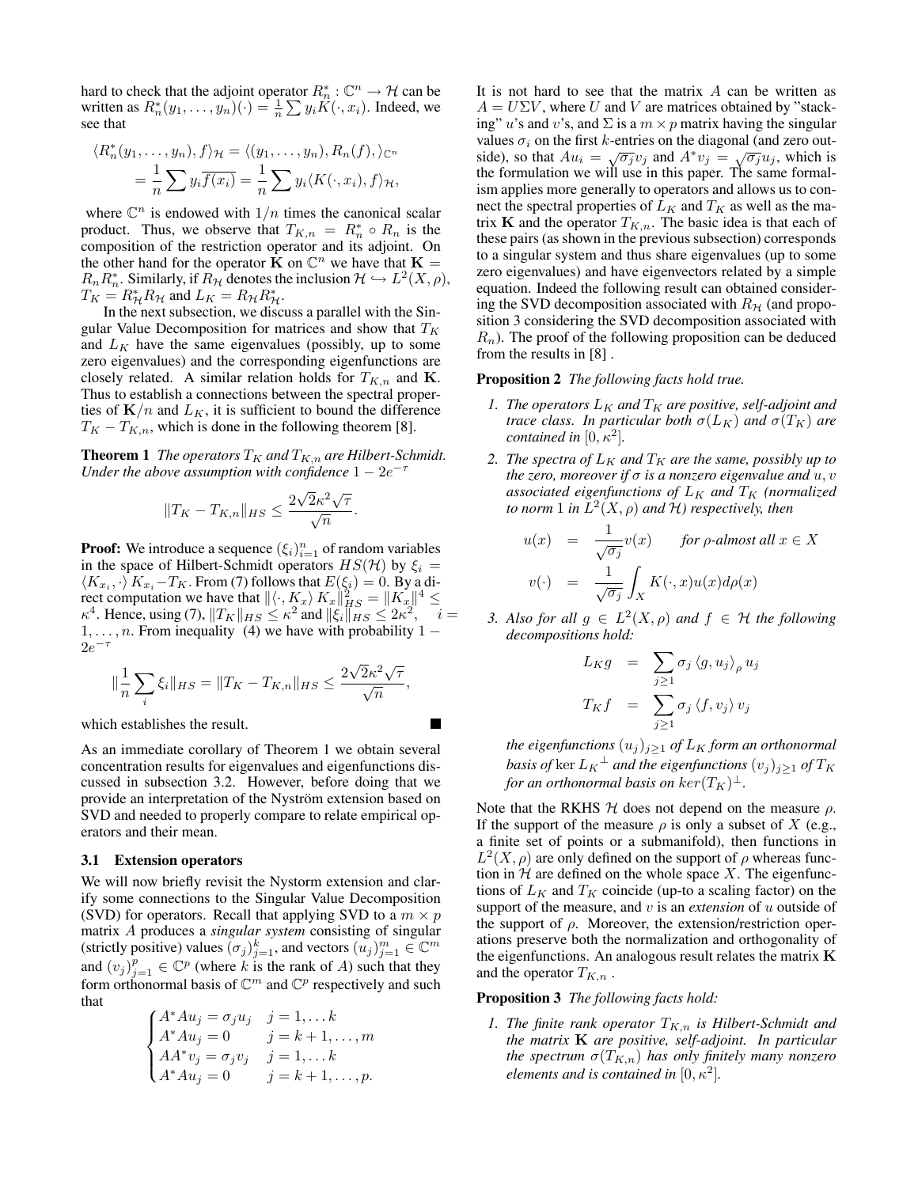hard to check that the adjoint operator $R_n^* : \mathbb{C}^n \to \mathcal{H}$ can be written as $R_n^*(y_1, \ldots, y_n)(\cdot) = \frac{1}{n} \sum y_i K(\cdot, x_i)$. Indeed, we see that

$$\langle R_n^*(y_1, \ldots, y_n), f\rangle_{\mathcal{H}} = \langle (y_1, \ldots, y_n), R_n(f), \rangle_{\mathbb{C}^n} = \frac{1}{n} \sum y_i \overline{f(x_i)} = \frac{1}{n} \sum y_i \langle K(\cdot, x_i), f\rangle_{\mathcal{H}},$$

where $\mathbb{C}^n$ is endowed with $1/n$ times the canonical scalar product. Thus, we observe that $T_{K,n} = R_n^* \circ R_n$ is the composition of the restriction operator and its adjoint. On the other hand for the operator $\mathbf{K}$ on $\mathbb{C}^n$ we have that $\mathbf{K} = R_n R_n^*$. Similarly, if $R_{\mathcal{H}}$ denotes the inclusion $\mathcal{H} \hookrightarrow L^2(X, \rho)$, $T_K = R_{\mathcal{H}}^* R_{\mathcal{H}}$ and $L_K = R_{\mathcal{H}} R_{\mathcal{H}}^*$.

In the next subsection, we discuss a parallel with the Singular Value Decomposition for matrices and show that $T_K$ and $L_K$ have the same eigenvalues (possibly, up to some zero eigenvalues) and the corresponding eigenfunctions are closely related. A similar relation holds for $T_{K,n}$ and $\mathbf{K}$. Thus to establish a connections between the spectral properties of $\mathbf{K}/n$ and $L_K$, it is sufficient to bound the difference $T_K - T_{K,n}$, which is done in the following theorem [8].

**Theorem 1** *The operators $T_K$ and $T_{K,n}$ are Hilbert-Schmidt. Under the above assumption with confidence $1 - 2e^{-\tau}$*

$$\|T_K - T_{K,n}\|_{HS} \leq \frac{2\sqrt{2}\kappa^2\sqrt{\tau}}{\sqrt{n}}.$$

**Proof:** We introduce a sequence $(\xi_i)_{i=1}^n$ of random variables in the space of Hilbert-Schmidt operators $HS(\mathcal{H})$ by $\xi_i = \langle K_{x_i}, \cdot\rangle K_{x_i} - T_K$. From (7) follows that $E(\xi_i) = 0$. By a direct computation we have that $\|\langle \cdot, K_x\rangle K_x\|_{HS}^2 = \|K_x\|^4 \leq \kappa^4$. Hence, using (7), $\|T_K\|_{HS} \leq \kappa^2$ and $\|\xi_i\|_{HS} \leq 2\kappa^2, \quad i = 1, \ldots, n$. From inequality (4) we have with probability $1 - 2e^{-\tau}$

$$\|\frac{1}{n} \sum_i \xi_i\|_{HS} = \|T_K - T_{K,n}\|_{HS} \leq \frac{2\sqrt{2}\kappa^2\sqrt{\tau}}{\sqrt{n}},$$

which establishes the result. ∎

As an immediate corollary of Theorem 1 we obtain several concentration results for eigenvalues and eigenfunctions discussed in subsection 3.2. However, before doing that we provide an interpretation of the Nyström extension based on SVD and needed to properly compare to relate empirical operators and their mean.

### 3.1 Extension operators

We will now briefly revisit the Nystorm extension and clarify some connections to the Singular Value Decomposition (SVD) for operators. Recall that applying SVD to a $m \times p$ matrix $A$ produces a *singular system* consisting of singular (strictly positive) values $(\sigma_j)_{j=1}^k$, and vectors $(u_j)_{j=1}^m \in \mathbb{C}^m$ and $(v_j)_{j=1}^p \in \mathbb{C}^p$ (where $k$ is the rank of $A$) such that they form orthonormal basis of $\mathbb{C}^m$ and $\mathbb{C}^p$ respectively and such that

$$\begin{cases} A^*Au_j = \sigma_j u_j & j = 1, \ldots k \\ A^*Au_j = 0 & j = k+1, \ldots, m \\ AA^*v_j = \sigma_j v_j & j = 1, \ldots k \\ A^*Au_j = 0 & j = k+1, \ldots, p. \end{cases}$$

It is not hard to see that the matrix $A$ can be written as $A = U\Sigma V$, where $U$ and $V$ are matrices obtained by "stacking" $u$'s and $v$'s, and $\Sigma$ is a $m \times p$ matrix having the singular values $\sigma_i$ on the first $k$-entries on the diagonal (and zero outside), so that $Au_i = \sqrt{\sigma_j} v_j$ and $A^*v_j = \sqrt{\sigma_j} u_j$, which is the formulation we will use in this paper. The same formalism applies more generally to operators and allows us to connect the spectral properties of $L_K$ and $T_K$ as well as the matrix $\mathbf{K}$ and the operator $T_{K,n}$. The basic idea is that each of these pairs (as shown in the previous subsection) corresponds to a singular system and thus share eigenvalues (up to some zero eigenvalues) and have eigenvectors related by a simple equation. Indeed the following result can obtained considering the SVD decomposition associated with $R_{\mathcal{H}}$ (and proposition 3 considering the SVD decomposition associated with $R_n$). The proof of the following proposition can be deduced from the results in [8] .

**Proposition 2** *The following facts hold true.*

1. *The operators $L_K$ and $T_K$ are positive, self-adjoint and trace class. In particular both $\sigma(L_K)$ and $\sigma(T_K)$ are contained in $[0, \kappa^2]$.*
2. *The spectra of $L_K$ and $T_K$ are the same, possibly up to the zero, moreover if $\sigma$ is a nonzero eigenvalue and $u, v$ associated eigenfunctions of $L_K$ and $T_K$ (normalized to norm 1 in $L^2(X, \rho)$ and $\mathcal{H}$) respectively, then*

$$u(x) = \frac{1}{\sqrt{\sigma_j}} v(x) \qquad \textit{for } \rho\textit{-almost all } x \in X$$
$$v(\cdot) = \frac{1}{\sqrt{\sigma_j}} \int_X K(\cdot, x) u(x) d\rho(x)$$

3. *Also for all $g \in L^2(X, \rho)$ and $f \in \mathcal{H}$ the following decompositions hold:*

$$L_K g = \sum_{j \geq 1} \sigma_j \langle g, u_j\rangle_\rho u_j$$
$$T_K f = \sum_{j \geq 1} \sigma_j \langle f, v_j\rangle v_j$$

*the eigenfunctions $(u_j)_{j \geq 1}$ of $L_K$ form an orthonormal basis of $\ker L_K{}^\perp$ and the eigenfunctions $(v_j)_{j \geq 1}$ of $T_K$ for an orthonormal basis on $ker(T_K)^\perp$.*

Note that the RKHS $\mathcal{H}$ does not depend on the measure $\rho$. If the support of the measure $\rho$ is only a subset of $X$ (e.g., a finite set of points or a submanifold), then functions in $L^2(X, \rho)$ are only defined on the support of $\rho$ whereas function in $\mathcal{H}$ are defined on the whole space $X$. The eigenfunctions of $L_K$ and $T_K$ coincide (up-to a scaling factor) on the support of the measure, and $v$ is an *extension* of $u$ outside of the support of $\rho$. Moreover, the extension/restriction operations preserve both the normalization and orthogonality of the eigenfunctions. An analogous result relates the matrix $\mathbf{K}$ and the operator $T_{K,n}$ .

**Proposition 3** *The following facts hold:*

1. *The finite rank operator $T_{K,n}$ is Hilbert-Schmidt and the matrix $\mathbf{K}$ are positive, self-adjoint. In particular the spectrum $\sigma(T_{K,n})$ has only finitely many nonzero elements and is contained in $[0, \kappa^2]$.*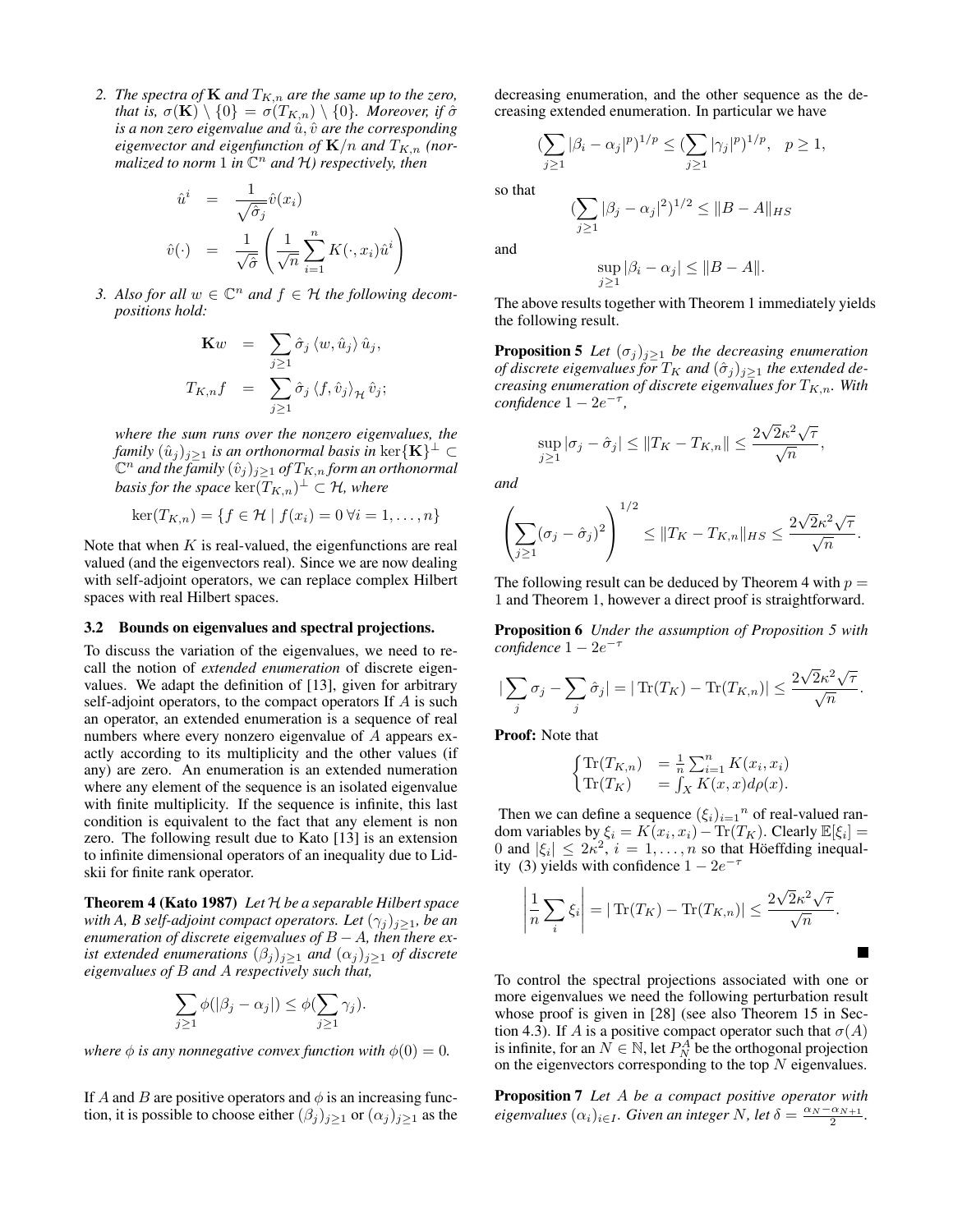2. *The spectra of* $\mathbf{K}$ *and* $T_{K,n}$ *are the same up to the zero, that is,* $\sigma(\mathbf{K}) \setminus \{0\} = \sigma(T_{K,n}) \setminus \{0\}$. *Moreover, if* $\hat{\sigma}$ *is a non zero eigenvalue and* $\hat{u}, \hat{v}$ *are the corresponding eigenvector and eigenfunction of* $\mathbf{K}/n$ *and* $T_{K,n}$ *(normalized to norm 1 in* $\mathbb{C}^n$ *and* $\mathcal{H}$*) respectively, then*

$$\hat{u}^i = \frac{1}{\sqrt{\hat{\sigma}_j}} \hat{v}(x_i)$$

$$\hat{v}(\cdot) = \frac{1}{\sqrt{\hat{\sigma}}} \left( \frac{1}{\sqrt{n}} \sum_{i=1}^{n} K(\cdot, x_i) \hat{u}^i \right)$$

3. *Also for all* $w \in \mathbb{C}^n$ *and* $f \in \mathcal{H}$ *the following decompositions hold:*

$$\mathbf{K}w = \sum_{j\geq 1} \hat{\sigma}_j \langle w, \hat{u}_j \rangle \hat{u}_j,$$

$$T_{K,n} f = \sum_{j\geq 1} \hat{\sigma}_j \langle f, \hat{v}_j \rangle_{\mathcal{H}} \hat{v}_j;$$

*where the sum runs over the nonzero eigenvalues, the family* $(\hat{u}_j)_{j\geq 1}$ *is an orthonormal basis in* $\ker\{\mathbf{K}\}^\perp \subset \mathbb{C}^n$ *and the family* $(\hat{v}_j)_{j\geq 1}$ *of* $T_{K,n}$ *form an orthonormal basis for the space* $\ker(T_{K,n})^\perp \subset \mathcal{H}$, *where*

$$\ker(T_{K,n}) = \{ f \in \mathcal{H} \mid f(x_i) = 0 \; \forall i = 1, \ldots, n \}$$

Note that when $K$ is real-valued, the eigenfunctions are real valued (and the eigenvectors real). Since we are now dealing with self-adjoint operators, we can replace complex Hilbert spaces with real Hilbert spaces.

### 3.2 Bounds on eigenvalues and spectral projections.

To discuss the variation of the eigenvalues, we need to recall the notion of *extended enumeration* of discrete eigenvalues. We adapt the definition of [13], given for arbitrary self-adjoint operators, to the compact operators If $A$ is such an operator, an extended enumeration is a sequence of real numbers where every nonzero eigenvalue of $A$ appears exactly according to its multiplicity and the other values (if any) are zero. An enumeration is an extended numeration where any element of the sequence is an isolated eigenvalue with finite multiplicity. If the sequence is infinite, this last condition is equivalent to the fact that any element is non zero. The following result due to Kato [13] is an extension to infinite dimensional operators of an inequality due to Lidskii for finite rank operator.

**Theorem 4 (Kato 1987)** *Let* $\mathcal{H}$ *be a separable Hilbert space with A, B self-adjoint compact operators. Let* $(\gamma_j)_{j\geq 1}$*, be an enumeration of discrete eigenvalues of* $B - A$*, then there exist extended enumerations* $(\beta_j)_{j\geq 1}$ *and* $(\alpha_j)_{j\geq 1}$ *of discrete eigenvalues of* $B$ *and* $A$ *respectively such that,*

$$\sum_{j\geq 1} \phi(|\beta_j - \alpha_j|) \leq \phi(\sum_{j\geq 1} \gamma_j).$$

*where* $\phi$ *is any nonnegative convex function with* $\phi(0) = 0$.

If $A$ and $B$ are positive operators and $\phi$ is an increasing function, it is possible to choose either $(\beta_j)_{j\geq 1}$ or $(\alpha_j)_{j\geq 1}$ as the decreasing enumeration, and the other sequence as the decreasing extended enumeration. In particular we have

$$(\sum_{j\geq 1} |\beta_i - \alpha_j|^p)^{1/p} \leq (\sum_{j\geq 1} |\gamma_j|^p)^{1/p}, \quad p \geq 1,$$

so that

$$(\sum_{j\geq 1} |\beta_j - \alpha_j|^2)^{1/2} \leq \|B - A\|_{HS}$$

and

$$\sup_{j\geq 1} |\beta_i - \alpha_j| \leq \|B - A\|.$$

The above results together with Theorem 1 immediately yields the following result.

**Proposition 5** *Let* $(\sigma_j)_{j\geq 1}$ *be the decreasing enumeration of discrete eigenvalues for* $T_K$ *and* $(\hat{\sigma}_j)_{j\geq 1}$ *the extended decreasing enumeration of discrete eigenvalues for* $T_{K,n}$. *With confidence* $1 - 2e^{-\tau}$,

$$\sup_{j\geq 1} |\sigma_j - \hat{\sigma}_j| \leq \|T_K - T_{K,n}\| \leq \frac{2\sqrt{2}\kappa^2\sqrt{\tau}}{\sqrt{n}},$$

*and*

$$\left( \sum_{j\geq 1} (\sigma_j - \hat{\sigma}_j)^2 \right)^{1/2} \leq \|T_K - T_{K,n}\|_{HS} \leq \frac{2\sqrt{2}\kappa^2\sqrt{\tau}}{\sqrt{n}}.$$

The following result can be deduced by Theorem 4 with $p = 1$ and Theorem 1, however a direct proof is straightforward.

**Proposition 6** *Under the assumption of Proposition 5 with confidence* $1 - 2e^{-\tau}$

$$|\sum_j \sigma_j - \sum_j \hat{\sigma}_j| = |\operatorname{Tr}(T_K) - \operatorname{Tr}(T_{K,n})| \leq \frac{2\sqrt{2}\kappa^2\sqrt{\tau}}{\sqrt{n}}.$$

**Proof:** Note that

$$\begin{cases} \operatorname{Tr}(T_{K,n}) &= \frac{1}{n} \sum_{i=1}^{n} K(x_i, x_i) \\ \operatorname{Tr}(T_K) &= \int_X K(x, x) d\rho(x). \end{cases}$$

Then we can define a sequence $(\xi_i)_{i=1}{}^n$ of real-valued random variables by $\xi_i = K(x_i, x_i) - \operatorname{Tr}(T_K)$. Clearly $\mathbb{E}[\xi_i] = 0$ and $|\xi_i| \leq 2\kappa^2$, $i = 1, \ldots, n$ so that Höeffding inequality (3) yields with confidence $1 - 2e^{-\tau}$

$$\left| \frac{1}{n} \sum_i \xi_i \right| = |\operatorname{Tr}(T_K) - \operatorname{Tr}(T_{K,n})| \leq \frac{2\sqrt{2}\kappa^2\sqrt{\tau}}{\sqrt{n}}.$$

■

To control the spectral projections associated with one or more eigenvalues we need the following perturbation result whose proof is given in [28] (see also Theorem 15 in Section 4.3). If $A$ is a positive compact operator such that $\sigma(A)$ is infinite, for an $N \in \mathbb{N}$, let $P_N^A$ be the orthogonal projection on the eigenvectors corresponding to the top $N$ eigenvalues.

**Proposition 7** *Let* $A$ *be a compact positive operator with eigenvalues* $(\alpha_i)_{i\in I}$. *Given an integer* $N$, *let* $\delta = \frac{\alpha_N - \alpha_{N+1}}{2}$.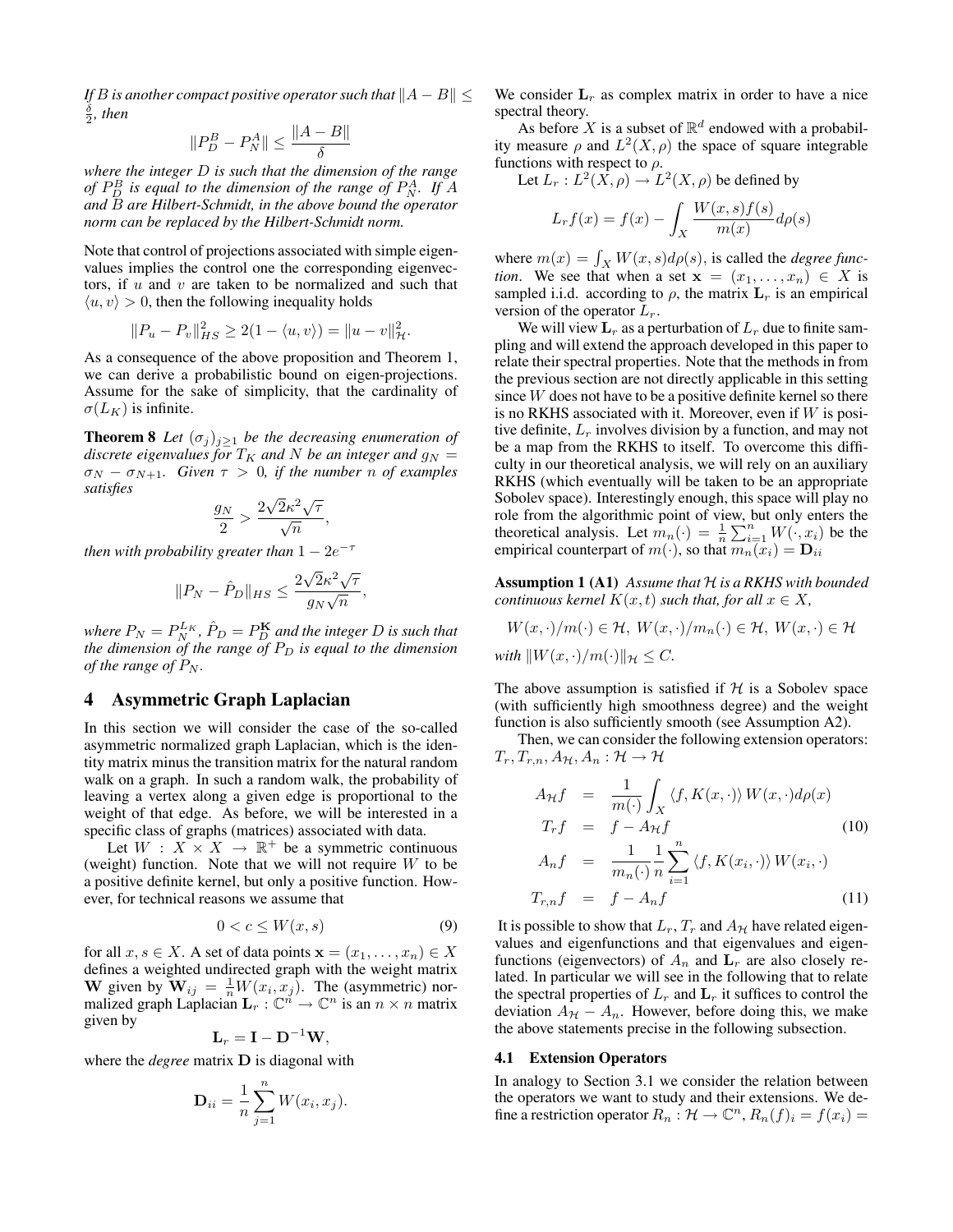*If $B$ is another compact positive operator such that $\|A - B\| \leq \frac{\delta}{2}$, then*

$$\|P_D^B - P_N^A\| \leq \frac{\|A - B\|}{\delta}$$

*where the integer $D$ is such that the dimension of the range of $P_D^B$ is equal to the dimension of the range of $P_N^A$. If $A$ and $B$ are Hilbert-Schmidt, in the above bound the operator norm can be replaced by the Hilbert-Schmidt norm.*

Note that control of projections associated with simple eigenvalues implies the control one the corresponding eigenvectors, if $u$ and $v$ are taken to be normalized and such that $\langle u, v \rangle > 0$, then the following inequality holds

$$\|P_u - P_v\|_{HS}^2 \geq 2(1 - \langle u, v \rangle) = \|u - v\|_{\mathcal{H}}^2.$$

As a consequence of the above proposition and Theorem 1, we can derive a probabilistic bound on eigen-projections. Assume for the sake of simplicity, that the cardinality of $\sigma(L_K)$ is infinite.

**Theorem 8** *Let $(\sigma_j)_{j \geq 1}$ be the decreasing enumeration of discrete eigenvalues for $T_K$ and $N$ be an integer and $g_N = \sigma_N - \sigma_{N+1}$. Given $\tau > 0$, if the number $n$ of examples satisfies*

$$\frac{g_N}{2} > \frac{2\sqrt{2}\kappa^2\sqrt{\tau}}{\sqrt{n}},$$

*then with probability greater than $1 - 2e^{-\tau}$*

$$\|P_N - \hat{P}_D\|_{HS} \leq \frac{2\sqrt{2}\kappa^2\sqrt{\tau}}{g_N\sqrt{n}},$$

*where $P_N = P_N^{L_K}$, $\hat{P}_D = P_D^{\mathbf{K}}$ and the integer $D$ is such that the dimension of the range of $P_D$ is equal to the dimension of the range of $P_N$.*

## 4 Asymmetric Graph Laplacian

In this section we will consider the case of the so-called asymmetric normalized graph Laplacian, which is the identity matrix minus the transition matrix for the natural random walk on a graph. In such a random walk, the probability of leaving a vertex along a given edge is proportional to the weight of that edge. As before, we will be interested in a specific class of graphs (matrices) associated with data.

Let $W : X \times X \to \mathbb{R}^+$ be a symmetric continuous (weight) function. Note that we will not require $W$ to be a positive definite kernel, but only a positive function. However, for technical reasons we assume that

$$0 < c \leq W(x, s) \tag{9}$$

for all $x, s \in X$. A set of data points $\mathbf{x} = (x_1, \ldots, x_n) \in X$ defines a weighted undirected graph with the weight matrix $\mathbf{W}$ given by $\mathbf{W}_{ij} = \frac{1}{n}W(x_i, x_j)$. The (asymmetric) normalized graph Laplacian $\mathbf{L}_r : \mathbb{C}^n \to \mathbb{C}^n$ is an $n \times n$ matrix given by

$$\mathbf{L}_r = \mathbf{I} - \mathbf{D}^{-1}\mathbf{W},$$

where the *degree* matrix $\mathbf{D}$ is diagonal with

$$\mathbf{D}_{ii} = \frac{1}{n}\sum_{j=1}^{n} W(x_i, x_j).$$

We consider $\mathbf{L}_r$ as complex matrix in order to have a nice spectral theory.

As before $X$ is a subset of $\mathbb{R}^d$ endowed with a probability measure $\rho$ and $L^2(X, \rho)$ the space of square integrable functions with respect to $\rho$.

Let $L_r : L^2(X, \rho) \to L^2(X, \rho)$ be defined by

$$L_r f(x) = f(x) - \int_X \frac{W(x, s)f(s)}{m(x)} d\rho(s)$$

where $m(x) = \int_X W(x, s) d\rho(s)$, is called the *degree function*. We see that when a set $\mathbf{x} = (x_1, \ldots, x_n) \in X$ is sampled i.i.d. according to $\rho$, the matrix $\mathbf{L}_r$ is an empirical version of the operator $L_r$.

We will view $\mathbf{L}_r$ as a perturbation of $L_r$ due to finite sampling and will extend the approach developed in this paper to relate their spectral properties. Note that the methods in from the previous section are not directly applicable in this setting since $W$ does not have to be a positive definite kernel so there is no RKHS associated with it. Moreover, even if $W$ is positive definite, $L_r$ involves division by a function, and may not be a map from the RKHS to itself. To overcome this difficulty in our theoretical analysis, we will rely on an auxiliary RKHS (which eventually will be taken to be an appropriate Sobolev space). Interestingly enough, this space will play no role from the algorithmic point of view, but only enters the theoretical analysis. Let $m_n(\cdot) = \frac{1}{n}\sum_{i=1}^{n} W(\cdot, x_i)$ be the empirical counterpart of $m(\cdot)$, so that $m_n(x_i) = \mathbf{D}_{ii}$

**Assumption 1 (A1)** *Assume that $\mathcal{H}$ is a RKHS with bounded continuous kernel $K(x, t)$ such that, for all $x \in X$,*

$$W(x, \cdot)/m(\cdot) \in \mathcal{H},\ W(x, \cdot)/m_n(\cdot) \in \mathcal{H},\ W(x, \cdot) \in \mathcal{H}$$

*with $\|W(x, \cdot)/m(\cdot)\|_{\mathcal{H}} \leq C$.*

The above assumption is satisfied if $\mathcal{H}$ is a Sobolev space (with sufficiently high smoothness degree) and the weight function is also sufficiently smooth (see Assumption A2).

Then, we can consider the following extension operators: $T_r, T_{r,n}, A_{\mathcal{H}}, A_n : \mathcal{H} \to \mathcal{H}$

$$A_{\mathcal{H}} f = \frac{1}{m(\cdot)} \int_X \langle f, K(x, \cdot) \rangle W(x, \cdot) d\rho(x)$$

$$T_r f = f - A_{\mathcal{H}} f \tag{10}$$

$$A_n f = \frac{1}{m_n(\cdot)} \frac{1}{n} \sum_{i=1}^{n} \langle f, K(x_i, \cdot) \rangle W(x_i, \cdot)$$

$$T_{r,n} f = f - A_n f \tag{11}$$

It is possible to show that $L_r$, $T_r$ and $A_{\mathcal{H}}$ have related eigenvalues and eigenfunctions and that eigenvalues and eigenfunctions (eigenvectors) of $A_n$ and $\mathbf{L}_r$ are also closely related. In particular we will see in the following that to relate the spectral properties of $L_r$ and $\mathbf{L}_r$ it suffices to control the deviation $A_{\mathcal{H}} - A_n$. However, before doing this, we make the above statements precise in the following subsection.

### 4.1 Extension Operators

In analogy to Section 3.1 we consider the relation between the operators we want to study and their extensions. We define a restriction operator $R_n : \mathcal{H} \to \mathbb{C}^n$, $R_n(f)_i = f(x_i) =$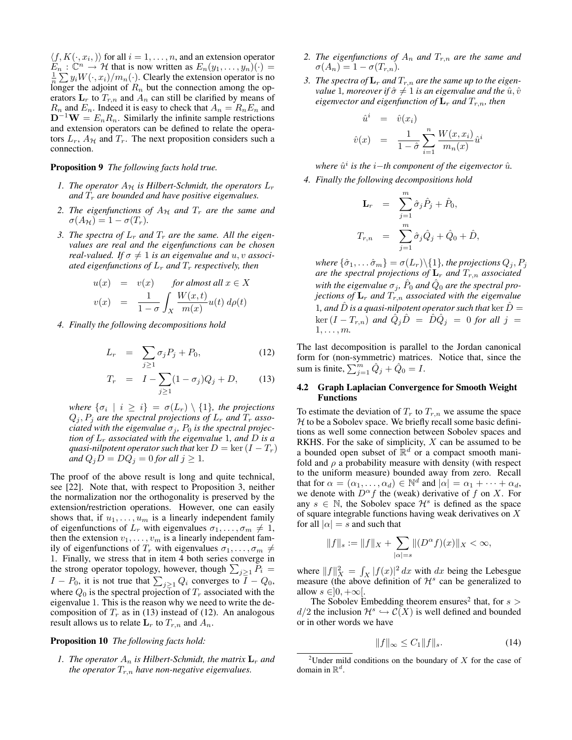$\langle f, K(\cdot, x_i, )\rangle$ for all $i = 1, \ldots, n$, and an extension operator $E_n : \mathbb{C}^n \to \mathcal{H}$ that is now written as $E_n(y_1, \ldots, y_n)(\cdot) = \frac{1}{n}\sum y_i W(\cdot, x_i)/m_n(\cdot)$. Clearly the extension operator is no longer the adjoint of $R_n$ but the connection among the operators $\mathbf{L}_r$ to $T_{r,n}$ and $A_n$ can still be clarified by means of $R_n$ and $E_n$. Indeed it is easy to check that $A_n = R_n E_n$ and $\mathbf{D}^{-1}\mathbf{W} = E_n R_n$. Similarly the infinite sample restrictions and extension operators can be defined to relate the operators $L_r$, $A_{\mathcal{H}}$ and $T_r$. The next proposition considers such a connection.

**Proposition 9** *The following facts hold true.*

1. *The operator $A_{\mathcal{H}}$ is Hilbert-Schmidt, the operators $L_r$ and $T_r$ are bounded and have positive eigenvalues.*
2. *The eigenfunctions of $A_{\mathcal{H}}$ and $T_r$ are the same and $\sigma(A_{\mathcal{H}}) = 1 - \sigma(T_r)$.*
3. *The spectra of $L_r$ and $T_r$ are the same. All the eigenvalues are real and the eigenfunctions can be chosen real-valued. If $\sigma \neq 1$ is an eigenvalue and $u, v$ associated eigenfunctions of $L_r$ and $T_r$ respectively, then*
$$\begin{aligned} u(x) &= v(x) \qquad \text{for almost all } x \in X \\ v(x) &= \frac{1}{1-\sigma}\int_X \frac{W(x,t)}{m(x)} u(t)\, d\rho(t) \end{aligned}$$
4. *Finally the following decompositions hold*
$$L_r = \sum_{j \geq 1} \sigma_j P_j + P_0, \tag{12}$$
$$T_r = I - \sum_{j \geq 1}(1 - \sigma_j) Q_j + D, \tag{13}$$
*where $\{\sigma_i \mid i \geq i\} = \sigma(L_r) \setminus \{1\}$, the projections $Q_j, P_j$ are the spectral projections of $L_r$ and $T_r$ associated with the eigenvalue $\sigma_j$, $P_0$ is the spectral projection of $L_r$ associated with the eigenvalue 1, and $D$ is a quasi-nilpotent operator such that* $\ker D = \ker(I - T_r)$ *and $Q_j D = D Q_j = 0$ for all $j \geq 1$.*

The proof of the above result is long and quite technical, see [22]. Note that, with respect to Proposition 3, neither the normalization nor the orthogonality is preserved by the extension/restriction operations. However, one can easily shows that, if $u_1, \ldots, u_m$ is a linearly independent family of eigenfunctions of $L_r$ with eigenvalues $\sigma_1, \ldots, \sigma_m \neq 1$, then the extension $v_1, \ldots, v_m$ is a linearly independent family of eigenfunctions of $T_r$ with eigenvalues $\sigma_1, \ldots, \sigma_m \neq 1$. Finally, we stress that in item 4 both series converge in the strong operator topology, however, though $\sum_{j\geq 1} P_i = I - P_0$, it is not true that $\sum_{j \geq 1} Q_i$ converges to $I - Q_0$, where $Q_0$ is the spectral projection of $T_r$ associated with the eigenvalue 1. This is the reason why we need to write the decomposition of $T_r$ as in (13) instead of (12). An analogous result allows us to relate $\mathbf{L}_r$ to $T_{r,n}$ and $A_n$.

**Proposition 10** *The following facts hold:*

1. *The operator $A_n$ is Hilbert-Schmidt, the matrix $\mathbf{L}_r$ and the operator $T_{r,n}$ have non-negative eigenvalues.*
2. *The eigenfunctions of $A_n$ and $T_{r,n}$ are the same and $\sigma(A_n) = 1 - \sigma(T_{r,n})$.*
3. *The spectra of $\mathbf{L}_r$ and $T_{r,n}$ are the same up to the eigenvalue 1, moreover if $\hat{\sigma} \neq 1$ is an eigenvalue and the $\hat{u}, \hat{v}$ eigenvector and eigenfunction of $\mathbf{L}_r$ and $T_{r,n}$, then*
$$\begin{aligned} \hat{u}^i &= \hat{v}(x_i) \\ \hat{v}(x) &= \frac{1}{1-\hat{\sigma}} \sum_{i=1}^{n} \frac{W(x, x_i)}{m_n(x)} \hat{u}^i \end{aligned}$$
*where $\hat{u}^i$ is the $i-$th component of the eigenvector $\hat{u}$.*
4. *Finally the following decompositions hold*
$$\begin{aligned} \mathbf{L}_r &= \sum_{j=1}^{m} \hat{\sigma}_j \hat{P}_j + \hat{P}_0, \\ T_{r,n} &= \sum_{j=1}^{m} \hat{\sigma}_j \hat{Q}_j + \hat{Q}_0 + \hat{D}, \end{aligned}$$
*where $\{\hat{\sigma}_1, \ldots \hat{\sigma}_m\} = \sigma(L_r) \backslash \{1\}$, the projections $Q_j, P_j$ are the spectral projections of $\mathbf{L}_r$ and $T_{r,n}$ associated with the eigenvalue $\sigma_j$, $\hat{P}_0$ and $\hat{Q}_0$ are the spectral projections of $\mathbf{L}_r$ and $T_{r,n}$ associated with the eigenvalue 1, and $\hat{D}$ is a quasi-nilpotent operator such that* $\ker \hat{D} = \ker(I - T_{r,n})$ *and $\hat{Q}_j \hat{D} = \hat{D}\hat{Q}_j = 0$ for all $j = 1, \ldots, m$.*

The last decomposition is parallel to the Jordan canonical form for (non-symmetric) matrices. Notice that, since the sum is finite, $\sum_{j=1}^{m} \hat{Q}_j + \hat{Q}_0 = I$.

### 4.2 Graph Laplacian Convergence for Smooth Weight Functions

To estimate the deviation of $T_r$ to $T_{r,n}$ we assume the space $\mathcal{H}$ to be a Sobolev space. We briefly recall some basic definitions as well some connection between Sobolev spaces and RKHS. For the sake of simplicity, $X$ can be assumed to be a bounded open subset of $\mathbb{R}^d$ or a compact smooth manifold and $\rho$ a probability measure with density (with respect to the uniform measure) bounded away from zero. Recall that for $\alpha = (\alpha_1, \ldots, \alpha_d) \in \mathbb{N}^d$ and $|\alpha| = \alpha_1 + \cdots + \alpha_d$, we denote with $D^\alpha f$ the (weak) derivative of $f$ on $X$. For any $s \in \mathbb{N}$, the Sobolev space $\mathcal{H}^s$ is defined as the space of square integrable functions having weak derivatives on $X$ for all $|\alpha| = s$ and such that

$$\|f\|_s := \|f\|_X + \sum_{|\alpha|=s} \|(D^\alpha f)(x)\|_X < \infty,$$

where $\|f\|_X^2 = \int_X |f(x)|^2\, dx$ with $dx$ being the Lebesgue measure (the above definition of $\mathcal{H}^s$ can be generalized to allow $s \in ]0, +\infty[$.

The Sobolev Embedding theorem ensures[2] that, for $s > d/2$ the inclusion $\mathcal{H}^s \hookrightarrow \mathcal{C}(X)$ is well defined and bounded or in other words we have

$$\|f\|_\infty \leq C_1 \|f\|_s. \tag{14}$$

[2] Under mild conditions on the boundary of $X$ for the case of domain in $\mathbb{R}^d$.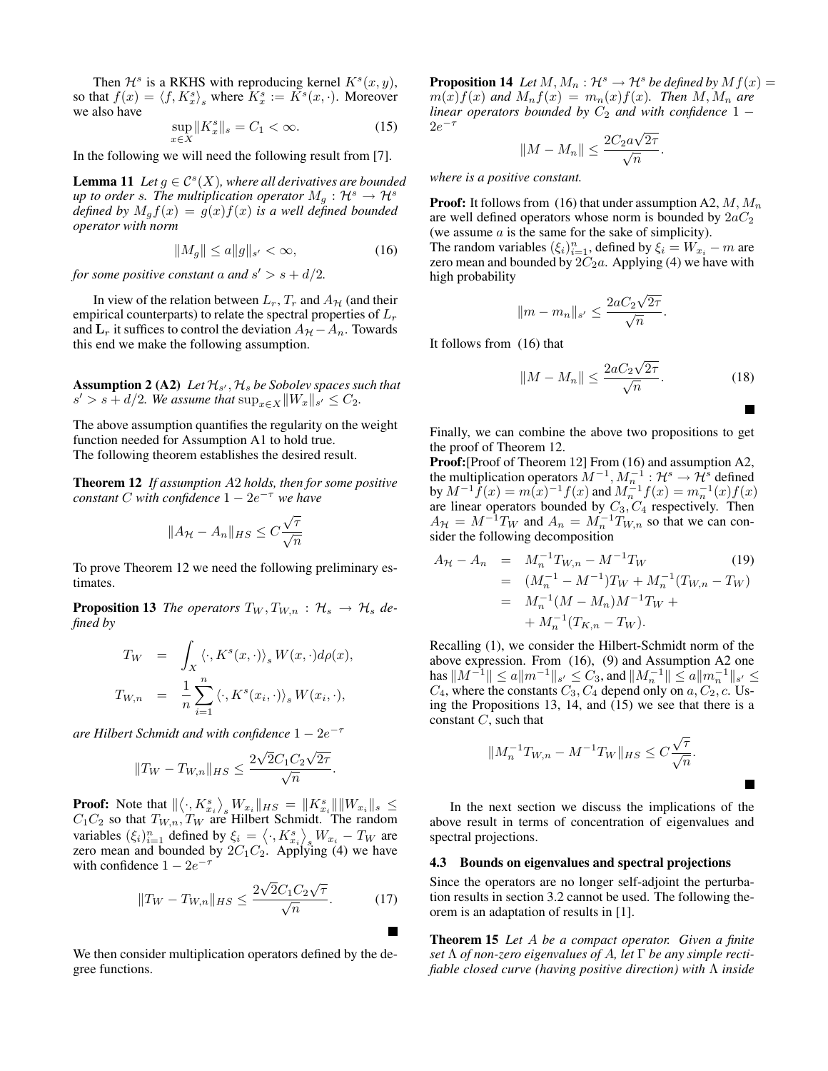Then $\mathcal{H}^s$ is a RKHS with reproducing kernel $K^s(x, y)$, so that $f(x) = \langle f, K_x^s \rangle_s$ where $K_x^s := K^s(x, \cdot)$. Moreover we also have

$$\sup_{x \in X} \|K_x^s\|_s = C_1 < \infty. \tag{15}$$

In the following we will need the following result from [7].

**Lemma 11** *Let $g \in \mathcal{C}^s(X)$, where all derivatives are bounded up to order $s$. The multiplication operator $M_g : \mathcal{H}^s \to \mathcal{H}^s$ defined by $M_g f(x) = g(x) f(x)$ is a well defined bounded operator with norm*

$$\|M_g\| \leq a \|g\|_{s'} < \infty, \tag{16}$$

*for some positive constant $a$ and $s' > s + d/2$.*

In view of the relation between $L_r$, $T_r$ and $A_{\mathcal{H}}$ (and their empirical counterparts) to relate the spectral properties of $L_r$ and $\mathbf{L}_r$ it suffices to control the deviation $A_{\mathcal{H}} - A_n$. Towards this end we make the following assumption.

**Assumption 2 (A2)** *Let $\mathcal{H}_{s'}, \mathcal{H}_s$ be Sobolev spaces such that $s' > s + d/2$. We assume that $\sup_{x \in X} \|W_x\|_{s'} \leq C_2$.*

The above assumption quantifies the regularity on the weight function needed for Assumption A1 to hold true.
The following theorem establishes the desired result.

**Theorem 12** *If assumption A2 holds, then for some positive constant $C$ with confidence $1 - 2e^{-\tau}$ we have*

$$\|A_{\mathcal{H}} - A_n\|_{HS} \leq C \frac{\sqrt{\tau}}{\sqrt{n}}$$

To prove Theorem 12 we need the following preliminary estimates.

**Proposition 13** *The operators $T_W, T_{W,n} : \mathcal{H}_s \to \mathcal{H}_s$ defined by*

$$\begin{aligned} T_W &= \int_X \langle \cdot, K^s(x, \cdot) \rangle_s W(x, \cdot) d\rho(x), \\ T_{W,n} &= \frac{1}{n} \sum_{i=1}^n \langle \cdot, K^s(x_i, \cdot) \rangle_s W(x_i, \cdot), \end{aligned}$$

*are Hilbert Schmidt and with confidence $1 - 2e^{-\tau}$*

$$\|T_W - T_{W,n}\|_{HS} \leq \frac{2\sqrt{2} C_1 C_2 \sqrt{2\tau}}{\sqrt{n}}.$$

**Proof:** Note that $\|\langle \cdot, K_{x_i}^s \rangle_s W_{x_i}\|_{HS} = \|K_{x_i}^s\| \|W_{x_i}\|_s \leq C_1 C_2$ so that $T_{W,n}, T_W$ are Hilbert Schmidt. The random variables $(\xi_i)_{i=1}^n$ defined by $\xi_i = \langle \cdot, K_{x_i}^s \rangle_s W_{x_i} - T_W$ are zero mean and bounded by $2C_1 C_2$. Applying (4) we have with confidence $1 - 2e^{-\tau}$

$$\|T_W - T_{W,n}\|_{HS} \leq \frac{2\sqrt{2} C_1 C_2 \sqrt{\tau}}{\sqrt{n}}. \tag{17}$$

■

We then consider multiplication operators defined by the degree functions.

**Proposition 14** *Let $M, M_n : \mathcal{H}^s \to \mathcal{H}^s$ be defined by $Mf(x) = m(x) f(x)$ and $M_n f(x) = m_n(x) f(x)$. Then $M, M_n$ are linear operators bounded by $C_2$ and with confidence $1 - 2e^{-\tau}$*

$$\|M - M_n\| \leq \frac{2 C_2 a \sqrt{2\tau}}{\sqrt{n}}.$$

*where is a positive constant.*

**Proof:** It follows from (16) that under assumption A2, $M, M_n$ are well defined operators whose norm is bounded by $2aC_2$ (we assume $a$ is the same for the sake of simplicity).
The random variables $(\xi_i)_{i=1}^n$, defined by $\xi_i = W_{x_i} - m$ are zero mean and bounded by $2C_2 a$. Applying (4) we have with high probability

$$\|m - m_n\|_{s'} \leq \frac{2aC_2\sqrt{2\tau}}{\sqrt{n}}.$$

It follows from (16) that

$$\|M - M_n\| \leq \frac{2aC_2\sqrt{2\tau}}{\sqrt{n}}. \tag{18}$$

■

Finally, we can combine the above two propositions to get the proof of Theorem 12.

**Proof:**[Proof of Theorem 12] From (16) and assumption A2, the multiplication operators $M^{-1}, M_n^{-1} : \mathcal{H}^s \to \mathcal{H}^s$ defined by $M^{-1} f(x) = m(x)^{-1} f(x)$ and $M_n^{-1} f(x) = m_n^{-1}(x) f(x)$ are linear operators bounded by $C_3, C_4$ respectively. Then $A_{\mathcal{H}} = M^{-1} T_W$ and $A_n = M_n^{-1} T_{W,n}$ so that we can consider the following decomposition

$$\begin{aligned} A_{\mathcal{H}} - A_n &= M_n^{-1} T_{W,n} - M^{-1} T_W \qquad (19) \\ &= (M_n^{-1} - M^{-1}) T_W + M_n^{-1}(T_{W,n} - T_W) \\ &= M_n^{-1}(M - M_n) M^{-1} T_W + \\ &\quad + M_n^{-1}(T_{K,n} - T_W). \end{aligned}$$

Recalling (1), we consider the Hilbert-Schmidt norm of the above expression. From (16), (9) and Assumption A2 one has $\|M^{-1}\| \leq a\|m^{-1}\|_{s'} \leq C_3$, and $\|M_n^{-1}\| \leq a\|m_n^{-1}\|_{s'} \leq C_4$, where the constants $C_3, C_4$ depend only on $a, C_2, c$. Using the Propositions 13, 14, and (15) we see that there is a constant $C$, such that

$$\|M_n^{-1} T_{W,n} - M^{-1} T_W\|_{HS} \leq C \frac{\sqrt{\tau}}{\sqrt{n}}.$$

■

In the next section we discuss the implications of the above result in terms of concentration of eigenvalues and spectral projections.

### 4.3 Bounds on eigenvalues and spectral projections

Since the operators are no longer self-adjoint the perturbation results in section 3.2 cannot be used. The following theorem is an adaptation of results in [1].

**Theorem 15** *Let $A$ be a compact operator. Given a finite set $\Lambda$ of non-zero eigenvalues of $A$, let $\Gamma$ be any simple rectifiable closed curve (having positive direction) with $\Lambda$ inside*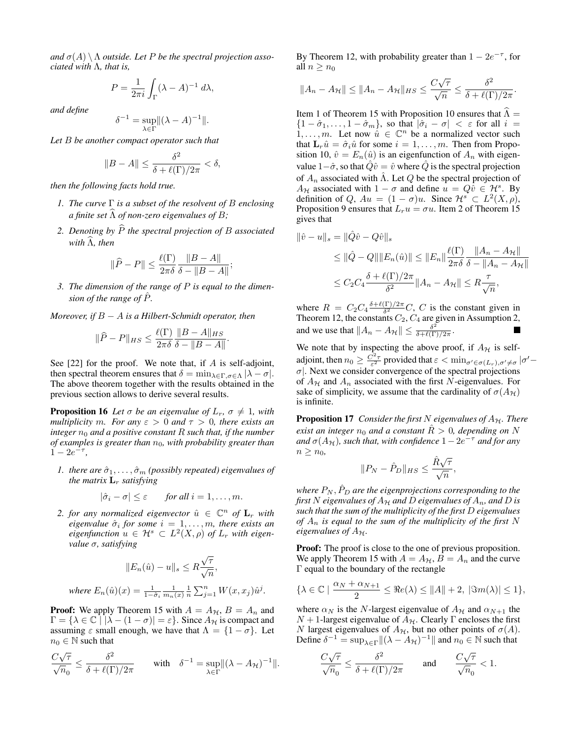*and $\sigma(A) \setminus \Lambda$ outside. Let $P$ be the spectral projection associated with $\Lambda$, that is,*

$$P = \frac{1}{2\pi i}\int_\Gamma (\lambda - A)^{-1}\, d\lambda,$$

*and define*

$$\delta^{-1} = \sup_{\lambda\in\Gamma} \|(\lambda - A)^{-1}\|.$$

*Let $B$ be another compact operator such that*

$$\|B - A\| \le \frac{\delta^2}{\delta + \ell(\Gamma)/2\pi} < \delta,$$

*then the following facts hold true.*

1. *The curve $\Gamma$ is a subset of the resolvent of $B$ enclosing a finite set $\widehat{\Lambda}$ of non-zero eigenvalues of $B$;*
2. *Denoting by $\widehat{P}$ the spectral projection of $B$ associated with $\widehat{\Lambda}$, then*
$$\|\widehat{P} - P\| \le \frac{\ell(\Gamma)}{2\pi\delta}\frac{\|B-A\|}{\delta - \|B - A\|};$$
3. *The dimension of the range of $P$ is equal to the dimension of the range of $\hat{P}$.*

*Moreover, if $B - A$ is a Hilbert-Schmidt operator, then*

$$\|\widehat{P} - P\|_{HS} \le \frac{\ell(\Gamma)}{2\pi\delta}\frac{\|B-A\|_{HS}}{\delta - \|B - A\|}.$$

See [22] for the proof. We note that, if $A$ is self-adjoint, then spectral theorem ensures that $\delta = \min_{\lambda\in\Gamma,\sigma\in\Lambda} |\lambda - \sigma|$. The above theorem together with the results obtained in the previous section allows to derive several results.

**Proposition 16** *Let $\sigma$ be an eigenvalue of $L_r$, $\sigma \neq 1$, with multiplicity $m$. For any $\varepsilon > 0$ and $\tau > 0$, there exists an integer $n_0$ and a positive constant $R$ such that, if the number of examples is greater than $n_0$, with probability greater than $1 - 2e^{-\tau}$,*

1. *there are $\hat{\sigma}_1, \ldots, \hat{\sigma}_m$ (possibly repeated) eigenvalues of the matrix $\mathbf{L}_r$ satisfying*
$$|\hat{\sigma}_i - \sigma| \le \varepsilon \qquad \text{for all } i = 1, \ldots, m.$$
2. *for any normalized eigenvector $\hat{u} \in \mathbb{C}^n$ of $\mathbf{L}_r$ with eigenvalue $\hat{\sigma}_i$ for some $i = 1, \ldots, m$, there exists an eigenfunction $u \in \mathcal{H}^s \subset L^2(X, \rho)$ of $L_r$ with eigenvalue $\sigma$, satisfying*
$$\|E_n(\hat{u}) - u\|_s \le R\frac{\sqrt{\tau}}{\sqrt{n}},$$
*where $E_n(\hat{u})(x) = \frac{1}{1-\hat{\sigma}_i}\frac{1}{m_n(x)}\frac{1}{n}\sum_{j=1}^n W(x, x_j)\hat{u}^j$.*

**Proof:** We apply Theorem 15 with $A = A_{\mathcal{H}}$, $B = A_n$ and $\Gamma = \{\lambda \in \mathbb{C} \mid |\lambda - (1-\sigma)| = \varepsilon\}$. Since $A_{\mathcal{H}}$ is compact and assuming $\varepsilon$ small enough, we have that $\Lambda = \{1 - \sigma\}$. Let $n_0 \in \mathbb{N}$ such that

$$\frac{C\sqrt{\tau}}{\sqrt{n_0}} \le \frac{\delta^2}{\delta + \ell(\Gamma)/2\pi} \qquad \text{with} \quad \delta^{-1} = \sup_{\lambda\in\Gamma}\|(\lambda - A_{\mathcal{H}})^{-1}\|.$$

By Theorem 12, with probability greater than $1 - 2e^{-\tau}$, for all $n \ge n_0$

$$\|A_n - A_{\mathcal{H}}\| \le \|A_n - A_{\mathcal{H}}\|_{HS} \le \frac{C\sqrt{\tau}}{\sqrt{n}} \le \frac{\delta^2}{\delta + \ell(\Gamma)/2\pi}.$$

Item 1 of Theorem 15 with Proposition 10 ensures that $\widehat{\Lambda} = \{1 - \hat{\sigma}_1, \ldots, 1 - \hat{\sigma}_m\}$, so that $|\hat{\sigma}_i - \sigma| < \varepsilon$ for all $i = 1, \ldots, m$. Let now $\hat{u} \in \mathbb{C}^n$ be a normalized vector such that $\mathbf{L}_r\hat{u} = \hat{\sigma}_i\hat{u}$ for some $i = 1, \ldots, m$. Then from Proposition 10, $\hat{v} = E_n(\hat{u})$ is an eigenfunction of $A_n$ with eigenvalue $1 - \hat{\sigma}$, so that $\hat{Q}\hat{v} = \hat{v}$ where $\hat{Q}$ is the spectral projection of $A_n$ associated with $\hat{\Lambda}$. Let $Q$ be the spectral projection of $A_{\mathcal{H}}$ associated with $1 - \sigma$ and define $u = Q\hat{v} \in \mathcal{H}^s$. By definition of $Q$, $Au = (1 - \sigma)u$. Since $\mathcal{H}^s \subset L^2(X, \rho)$, Proposition 9 ensures that $L_r u = \sigma u$. Item 2 of Theorem 15 gives that

$$\begin{aligned}
\|\hat{v} - u\|_s &= \|\hat{Q}\hat{v} - Q\hat{v}\|_s \\
&\le \|\hat{Q} - Q\|\|E_n(\hat{u})\| \le \|E_n\|\frac{\ell(\Gamma)}{2\pi\delta}\frac{\|A_n - A_{\mathcal{H}}\|}{\delta - \|A_n - A_{\mathcal{H}}\|} \\
&\le C_2 C_4 \frac{\delta + \ell(\Gamma)/2\pi}{\delta^2}\|A_n - A_{\mathcal{H}}\| \le R\frac{\tau}{\sqrt{n}},
\end{aligned}$$

where $R = C_2 C_4 \frac{\delta + \ell(\Gamma)/2\pi}{\delta^2} C$, $C$ is the constant given in Theorem 12, the constants $C_2, C_4$ are given in Assumption 2, and we use that $\|A_n - A_{\mathcal{H}}\| \le \frac{\delta^2}{\delta + \ell(\Gamma)/2\pi}$. ■

We note that by inspecting the above proof, if $A_{\mathcal{H}}$ is self-adjoint, then $n_0 \ge \frac{C^2\tau}{\varepsilon^2}$ provided that $\varepsilon < \min_{\sigma'\in\sigma(L_r), \sigma'\neq\sigma} |\sigma' - \sigma|$. Next we consider convergence of the spectral projections of $A_{\mathcal{H}}$ and $A_n$ associated with the first $N$-eigenvalues. For sake of simplicity, we assume that the cardinality of $\sigma(A_{\mathcal{H}})$ is infinite.

**Proposition 17** *Consider the first $N$ eigenvalues of $A_{\mathcal{H}}$. There exist an integer $n_0$ and a constant $\hat{R} > 0$, depending on $N$ and $\sigma(A_{\mathcal{H}})$, such that, with confidence $1 - 2e^{-\tau}$ and for any $n \ge n_0$,*

$$\|P_N - \hat{P}_D\|_{HS} \le \frac{\hat{R}\sqrt{\tau}}{\sqrt{n}},$$

*where $P_N, \hat{P}_D$ are the eigenprojections corresponding to the first $N$ eigenvalues of $A_{\mathcal{H}}$ and $D$ eigenvalues of $A_n$, and $D$ is such that the sum of the multiplicity of the first $D$ eigenvalues of $A_n$ is equal to the sum of the multiplicity of the first $N$ eigenvalues of $A_{\mathcal{H}}$.*

**Proof:** The proof is close to the one of previous proposition. We apply Theorem 15 with $A = A_{\mathcal{H}}$, $B = A_n$ and the curve $\Gamma$ equal to the boundary of the rectangle

$$\{\lambda \in \mathbb{C} \mid \frac{\alpha_N + \alpha_{N+1}}{2} \le \Re e(\lambda) \le \|A\| + 2,\ |\Im m(\lambda)| \le 1\},$$

where $\alpha_N$ is the $N$-largest eigenvalue of $A_{\mathcal{H}}$ and $\alpha_{N+1}$ the $N+1$-largest eigenvalue of $A_{\mathcal{H}}$. Clearly $\Gamma$ encloses the first $N$ largest eigenvalues of $A_{\mathcal{H}}$, but no other points of $\sigma(A)$. Define $\delta^{-1} = \sup_{\lambda\in\Gamma}\|(\lambda - A_{\mathcal{H}})^{-1}\|$ and $n_0 \in \mathbb{N}$ such that

$$\frac{C\sqrt{\tau}}{\sqrt{n_0}} \le \frac{\delta^2}{\delta + \ell(\Gamma)/2\pi} \qquad \text{and} \qquad \frac{C\sqrt{\tau}}{\sqrt{n_0}} < 1.$$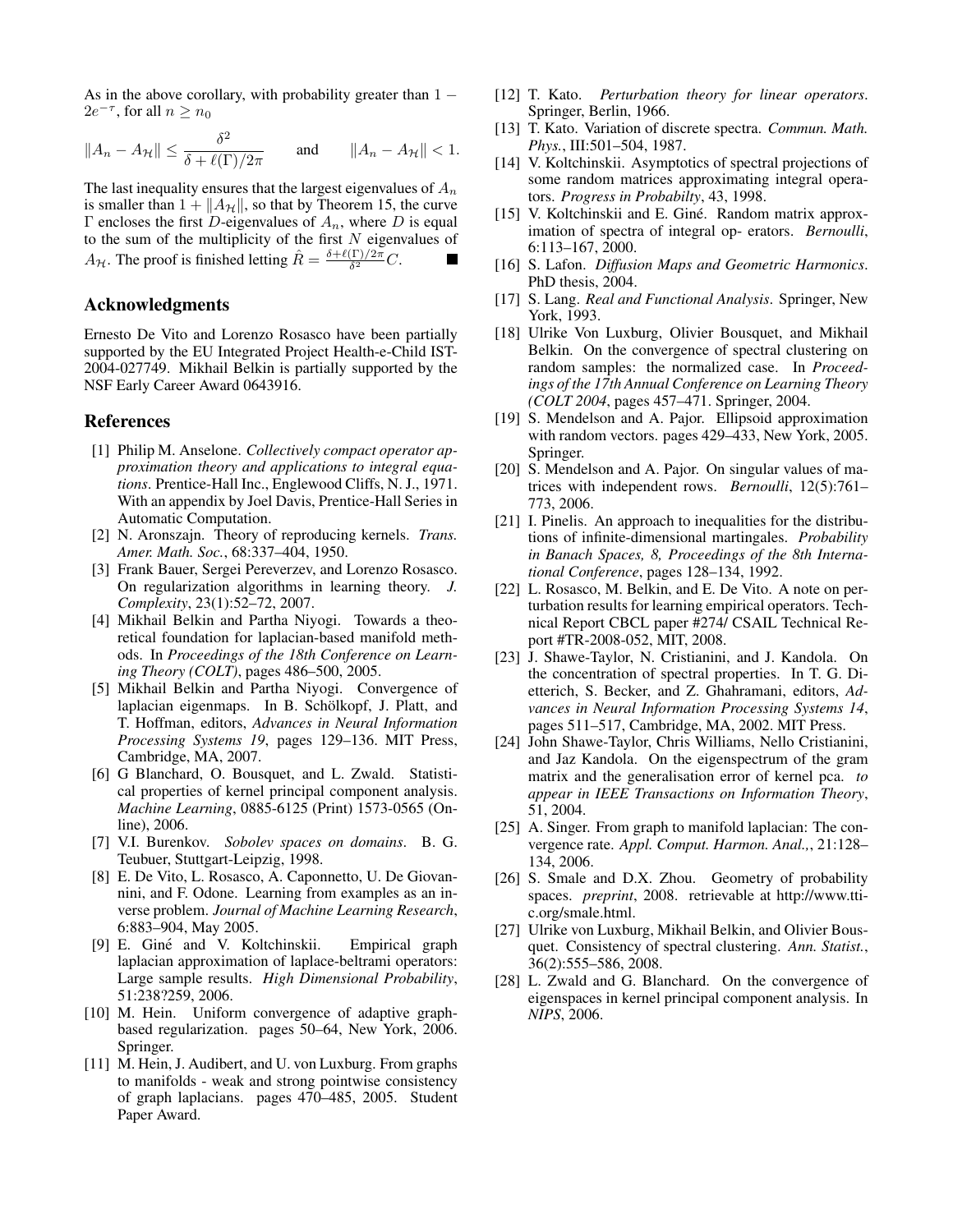As in the above corollary, with probability greater than $1 - 2e^{-\tau}$, for all $n \geq n_0$

$$\|A_n - A_{\mathcal{H}}\| \leq \frac{\delta^2}{\delta + \ell(\Gamma)/2\pi} \qquad \text{and} \qquad \|A_n - A_{\mathcal{H}}\| < 1.$$

The last inequality ensures that the largest eigenvalues of $A_n$ is smaller than $1 + \|A_{\mathcal{H}}\|$, so that by Theorem 15, the curve $\Gamma$ encloses the first $D$-eigenvalues of $A_n$, where $D$ is equal to the sum of the multiplicity of the first $N$ eigenvalues of $A_{\mathcal{H}}$. The proof is finished letting $\hat{R} = \frac{\delta + \ell(\Gamma)/2\pi}{\delta^2} C$. ■

## Acknowledgments

Ernesto De Vito and Lorenzo Rosasco have been partially supported by the EU Integrated Project Health-e-Child IST-2004-027749. Mikhail Belkin is partially supported by the NSF Early Career Award 0643916.

## References

[1] Philip M. Anselone. *Collectively compact operator approximation theory and applications to integral equations*. Prentice-Hall Inc., Englewood Cliffs, N. J., 1971. With an appendix by Joel Davis, Prentice-Hall Series in Automatic Computation.

[2] N. Aronszajn. Theory of reproducing kernels. *Trans. Amer. Math. Soc.*, 68:337–404, 1950.

[3] Frank Bauer, Sergei Pereverzev, and Lorenzo Rosasco. On regularization algorithms in learning theory. *J. Complexity*, 23(1):52–72, 2007.

[4] Mikhail Belkin and Partha Niyogi. Towards a theoretical foundation for laplacian-based manifold methods. In *Proceedings of the 18th Conference on Learning Theory (COLT)*, pages 486–500, 2005.

[5] Mikhail Belkin and Partha Niyogi. Convergence of laplacian eigenmaps. In B. Schölkopf, J. Platt, and T. Hoffman, editors, *Advances in Neural Information Processing Systems 19*, pages 129–136. MIT Press, Cambridge, MA, 2007.

[6] G Blanchard, O. Bousquet, and L. Zwald. Statistical properties of kernel principal component analysis. *Machine Learning*, 0885-6125 (Print) 1573-0565 (Online), 2006.

[7] V.I. Burenkov. *Sobolev spaces on domains*. B. G. Teubuer, Stuttgart-Leipzig, 1998.

[8] E. De Vito, L. Rosasco, A. Caponnetto, U. De Giovannini, and F. Odone. Learning from examples as an inverse problem. *Journal of Machine Learning Research*, 6:883–904, May 2005.

[9] E. Giné and V. Koltchinskii. Empirical graph laplacian approximation of laplace-beltrami operators: Large sample results. *High Dimensional Probability*, 51:238?259, 2006.

[10] M. Hein. Uniform convergence of adaptive graph-based regularization. pages 50–64, New York, 2006. Springer.

[11] M. Hein, J. Audibert, and U. von Luxburg. From graphs to manifolds - weak and strong pointwise consistency of graph laplacians. pages 470–485, 2005. Student Paper Award.

[12] T. Kato. *Perturbation theory for linear operators*. Springer, Berlin, 1966.

[13] T. Kato. Variation of discrete spectra. *Commun. Math. Phys.*, III:501–504, 1987.

[14] V. Koltchinskii. Asymptotics of spectral projections of some random matrices approximating integral operators. *Progress in Probabilty*, 43, 1998.

[15] V. Koltchinskii and E. Giné. Random matrix approximation of spectra of integral op- erators. *Bernoulli*, 6:113–167, 2000.

[16] S. Lafon. *Diffusion Maps and Geometric Harmonics*. PhD thesis, 2004.

[17] S. Lang. *Real and Functional Analysis*. Springer, New York, 1993.

[18] Ulrike Von Luxburg, Olivier Bousquet, and Mikhail Belkin. On the convergence of spectral clustering on random samples: the normalized case. In *Proceedings of the 17th Annual Conference on Learning Theory (COLT 2004*, pages 457–471. Springer, 2004.

[19] S. Mendelson and A. Pajor. Ellipsoid approximation with random vectors. pages 429–433, New York, 2005. Springer.

[20] S. Mendelson and A. Pajor. On singular values of matrices with independent rows. *Bernoulli*, 12(5):761–773, 2006.

[21] I. Pinelis. An approach to inequalities for the distributions of infinite-dimensional martingales. *Probability in Banach Spaces, 8, Proceedings of the 8th International Conference*, pages 128–134, 1992.

[22] L. Rosasco, M. Belkin, and E. De Vito. A note on perturbation results for learning empirical operators. Technical Report CBCL paper #274/ CSAIL Technical Report #TR-2008-052, MIT, 2008.

[23] J. Shawe-Taylor, N. Cristianini, and J. Kandola. On the concentration of spectral properties. In T. G. Dietterich, S. Becker, and Z. Ghahramani, editors, *Advances in Neural Information Processing Systems 14*, pages 511–517, Cambridge, MA, 2002. MIT Press.

[24] John Shawe-Taylor, Chris Williams, Nello Cristianini, and Jaz Kandola. On the eigenspectrum of the gram matrix and the generalisation error of kernel pca. *to appear in IEEE Transactions on Information Theory*, 51, 2004.

[25] A. Singer. From graph to manifold laplacian: The convergence rate. *Appl. Comput. Harmon. Anal.,*, 21:128–134, 2006.

[26] S. Smale and D.X. Zhou. Geometry of probability spaces. *preprint*, 2008. retrievable at http://www.tti-c.org/smale.html.

[27] Ulrike von Luxburg, Mikhail Belkin, and Olivier Bousquet. Consistency of spectral clustering. *Ann. Statist.*, 36(2):555–586, 2008.

[28] L. Zwald and G. Blanchard. On the convergence of eigenspaces in kernel principal component analysis. In *NIPS*, 2006.